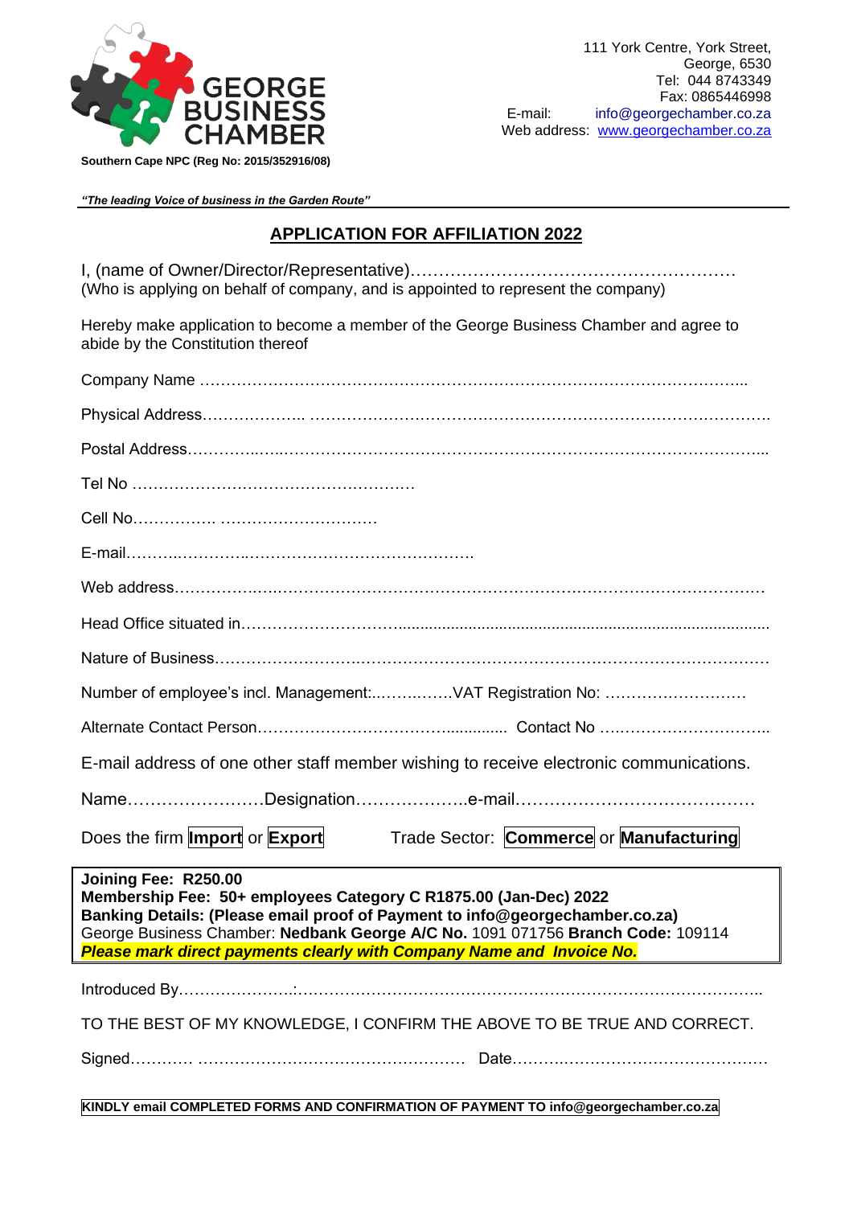GEORGE BUSINESS CHAMBER

**Southern Cape NPC (Reg No: 2015/352916/08)**

111 York Centre, York Street,
George, 6530
Tel: 044 8743349
Fax: 0865446998
E-mail: info@georgechamber.co.za
Web address: www.georgechamber.co.za

***"The leading Voice of business in the Garden Route"***

## APPLICATION FOR AFFILIATION 2022

I, (name of Owner/Director/Representative)…………………………………………………
(Who is applying on behalf of company, and is appointed to represent the company)

Hereby make application to become a member of the George Business Chamber and agree to abide by the Constitution thereof

Company Name ………………………………………………………………………………………...

Physical Address……………….. ……………………………………………………………………….

Postal Address…………..…..…………………………………………………………………………....

Tel No ……………………………………………….

Cell No……………. …………………………

E-mail……….………….…………………………………….

Web address……………….………………………………………………………………………………

Head Office situated in…………………………..........................................................................

Nature of Business……………………….……………………………………………………………

Number of employee's incl. Management:..……..…….VAT Registration No: ………………………

Alternate Contact Person………………………………….............. Contact No ….………………………..

E-mail address of one other staff member wishing to receive electronic communications.

Name……………………Designation………………..e-mail……………………………………

Does the firm **Import** or **Export** Trade Sector: **Commerce** or **Manufacturing**

**Joining Fee: R250.00**
**Membership Fee: 50+ employees Category C R1875.00 (Jan-Dec) 2022**
**Banking Details: (Please email proof of Payment to info@georgechamber.co.za)**
George Business Chamber: **Nedbank George A/C No.** 1091 071756 **Branch Code:** 109114
***Please mark direct payments clearly with Company Name and Invoice No.***

Introduced By…………………:…………………………………………………………………………..

TO THE BEST OF MY KNOWLEDGE, I CONFIRM THE ABOVE TO BE TRUE AND CORRECT.

Signed………… …………………………………………… Date………..………………………………

**KINDLY email COMPLETED FORMS AND CONFIRMATION OF PAYMENT TO info@georgechamber.co.za**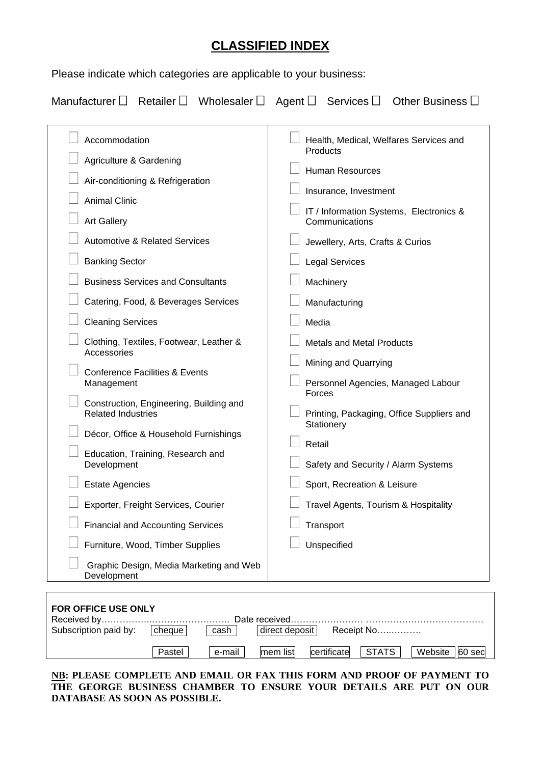# CLASSIFIED INDEX

Please indicate which categories are applicable to your business:

Manufacturer ☐ Retailer ☐ Wholesaler ☐ Agent ☐ Services ☐ Other Business ☐

| | |
|---|---|
| ☐ Accommodation | ☐ Health, Medical, Welfares Services and Products |
| ☐ Agriculture & Gardening | ☐ Human Resources |
| ☐ Air-conditioning & Refrigeration | ☐ Insurance, Investment |
| ☐ Animal Clinic | ☐ IT / Information Systems, Electronics & Communications |
| ☐ Art Gallery | ☐ Jewellery, Arts, Crafts & Curios |
| ☐ Automotive & Related Services | ☐ Legal Services |
| ☐ Banking Sector | ☐ Machinery |
| ☐ Business Services and Consultants | ☐ Manufacturing |
| ☐ Catering, Food, & Beverages Services | ☐ Media |
| ☐ Cleaning Services | ☐ Metals and Metal Products |
| ☐ Clothing, Textiles, Footwear, Leather & Accessories | ☐ Mining and Quarrying |
| ☐ Conference Facilities & Events Management | ☐ Personnel Agencies, Managed Labour Forces |
| ☐ Construction, Engineering, Building and Related Industries | ☐ Printing, Packaging, Office Suppliers and Stationery |
| ☐ Décor, Office & Household Furnishings | ☐ Retail |
| ☐ Education, Training, Research and Development | ☐ Safety and Security / Alarm Systems |
| ☐ Estate Agencies | ☐ Sport, Recreation & Leisure |
| ☐ Exporter, Freight Services, Courier | ☐ Travel Agents, Tourism & Hospitality |
| ☐ Financial and Accounting Services | ☐ Transport |
| ☐ Furniture, Wood, Timber Supplies | ☐ Unspecified |
| ☐ Graphic Design, Media Marketing and Web Development | |

**FOR OFFICE USE ONLY**

Received by……………..…………………….. Date received…………………… …………………………………

Subscription paid by: cheque cash direct deposit Receipt No…..……….

Pastel e-mail mem list certificate STATS Website 60 sec

**NB: PLEASE COMPLETE AND EMAIL OR FAX THIS FORM AND PROOF OF PAYMENT TO THE GEORGE BUSINESS CHAMBER TO ENSURE YOUR DETAILS ARE PUT ON OUR DATABASE AS SOON AS POSSIBLE.**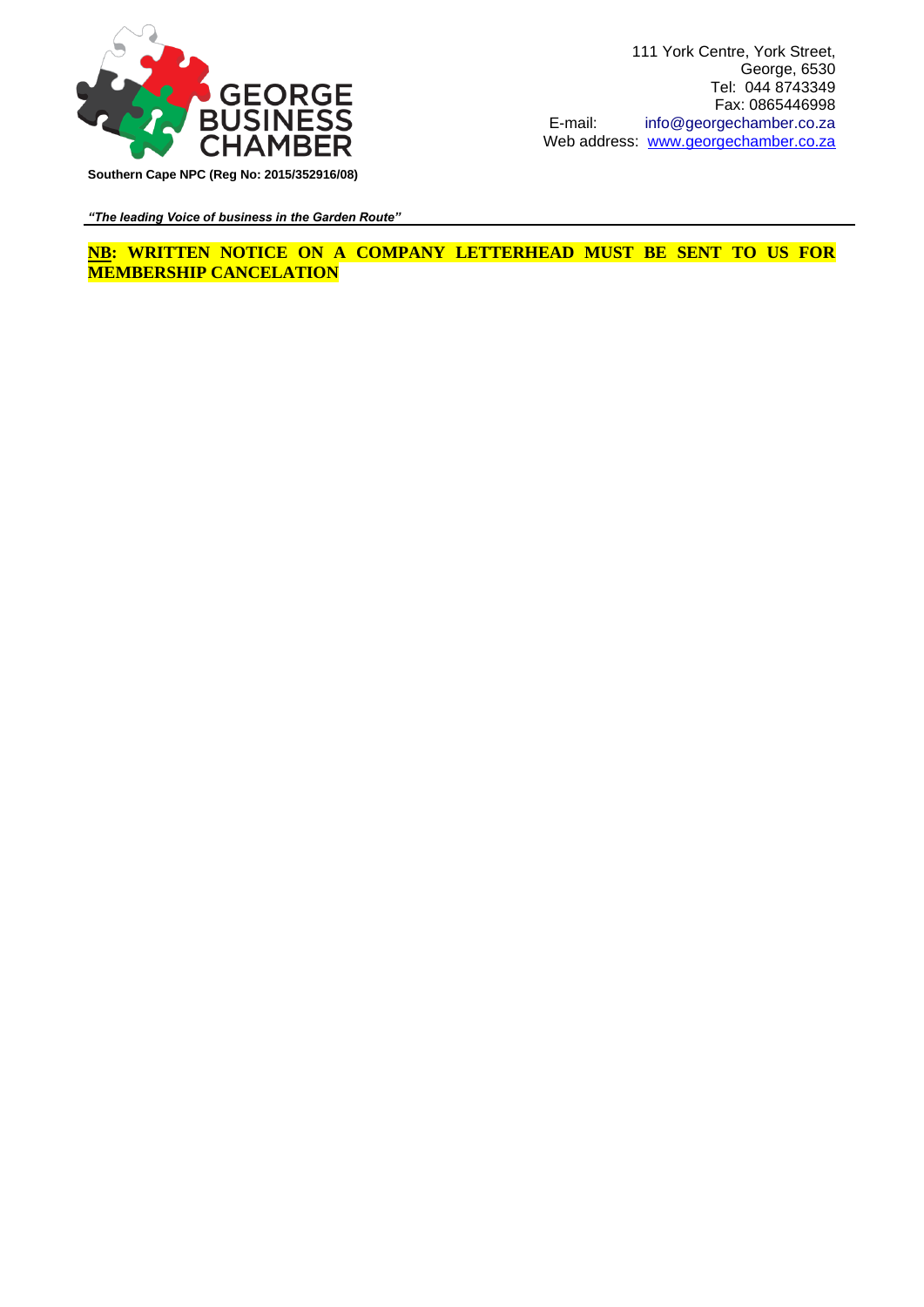GEORGE BUSINESS CHAMBER

111 York Centre, York Street,
George, 6530
Tel: 044 8743349
Fax: 0865446998
E-mail: info@georgechamber.co.za
Web address: www.georgechamber.co.za

**Southern Cape NPC (Reg No: 2015/352916/08)**

***"The leading Voice of business in the Garden Route"***

**NB: WRITTEN NOTICE ON A COMPANY LETTERHEAD MUST BE SENT TO US FOR MEMBERSHIP CANCELATION**